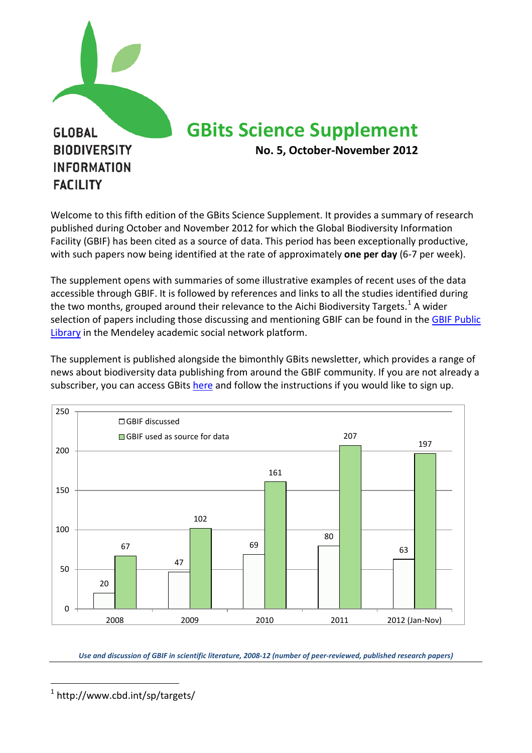GLOBAL
BIODIVERSITY
INFORMATION
FACILITY

# GBits Science Supplement

**No. 5, October-November 2012**

Welcome to this fifth edition of the GBits Science Supplement. It provides a summary of research published during October and November 2012 for which the Global Biodiversity Information Facility (GBIF) has been cited as a source of data. This period has been exceptionally productive, with such papers now being identified at the rate of approximately **one per day** (6-7 per week).

The supplement opens with summaries of some illustrative examples of recent uses of the data accessible through GBIF. It is followed by references and links to all the studies identified during the two months, grouped around their relevance to the Aichi Biodiversity Targets.[1] A wider selection of papers including those discussing and mentioning GBIF can be found in the GBIF Public Library in the Mendeley academic social network platform.

The supplement is published alongside the bimonthly GBits newsletter, which provides a range of news about biodiversity data publishing from around the GBIF community. If you are not already a subscriber, you can access GBits here and follow the instructions if you would like to sign up.

| Year | GBIF discussed | GBIF used as source for data |
|---|---|---|
| 2008 | 20 | 67 |
| 2009 | 47 | 102 |
| 2010 | 69 | 161 |
| 2011 | 80 | 207 |
| 2012 (Jan-Nov) | 63 | 197 |

*Use and discussion of GBIF in scientific literature, 2008-12 (number of peer-reviewed, published research papers)*

[1] http://www.cbd.int/sp/targets/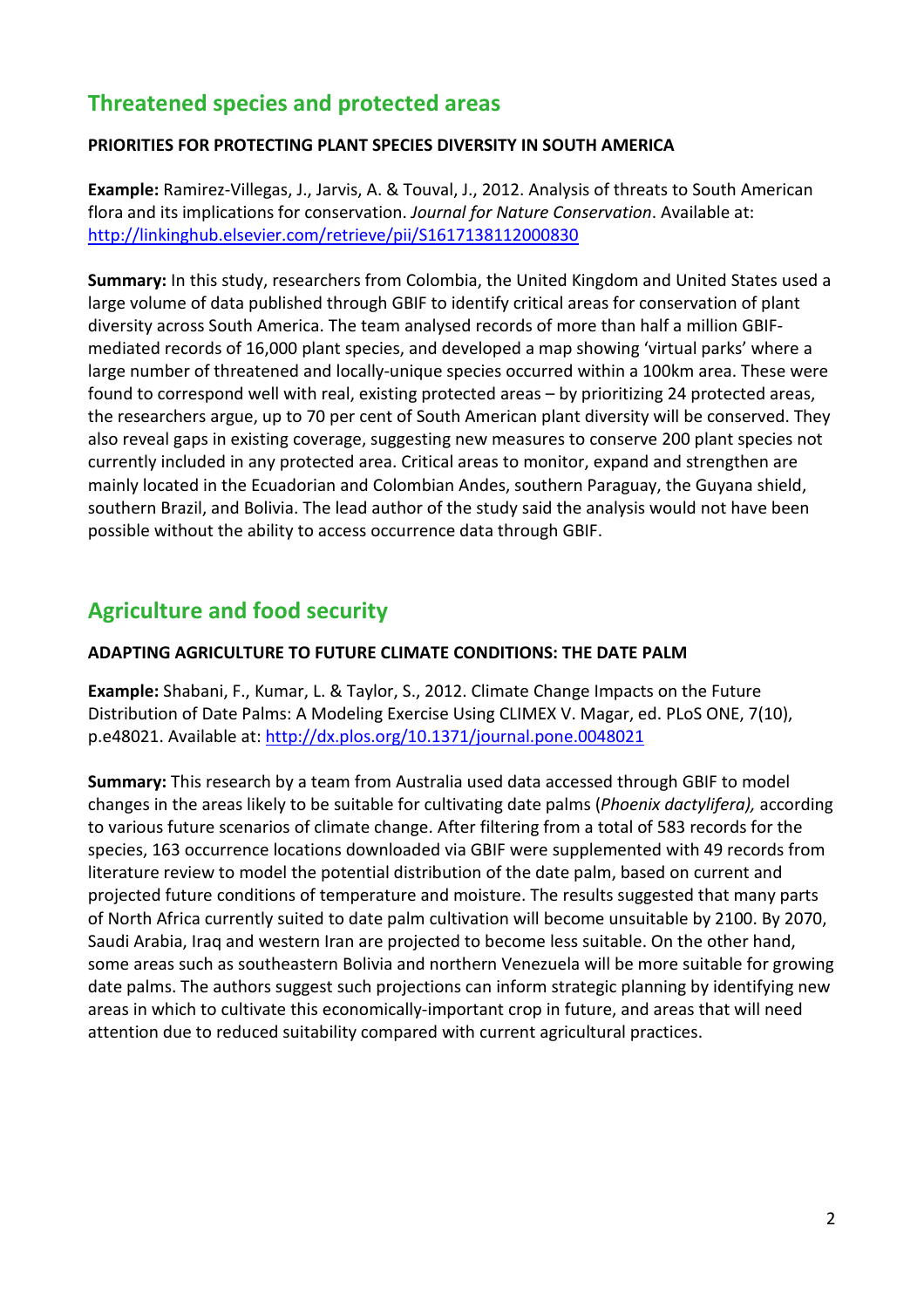## Threatened species and protected areas

### PRIORITIES FOR PROTECTING PLANT SPECIES DIVERSITY IN SOUTH AMERICA

**Example:** Ramirez-Villegas, J., Jarvis, A. & Touval, J., 2012. Analysis of threats to South American flora and its implications for conservation. *Journal for Nature Conservation*. Available at: [http://linkinghub.elsevier.com/retrieve/pii/S1617138112000830](http://linkinghub.elsevier.com/retrieve/pii/S1617138112000830)

**Summary:** In this study, researchers from Colombia, the United Kingdom and United States used a large volume of data published through GBIF to identify critical areas for conservation of plant diversity across South America. The team analysed records of more than half a million GBIF-mediated records of 16,000 plant species, and developed a map showing 'virtual parks' where a large number of threatened and locally-unique species occurred within a 100km area. These were found to correspond well with real, existing protected areas – by prioritizing 24 protected areas, the researchers argue, up to 70 per cent of South American plant diversity will be conserved. They also reveal gaps in existing coverage, suggesting new measures to conserve 200 plant species not currently included in any protected area. Critical areas to monitor, expand and strengthen are mainly located in the Ecuadorian and Colombian Andes, southern Paraguay, the Guyana shield, southern Brazil, and Bolivia. The lead author of the study said the analysis would not have been possible without the ability to access occurrence data through GBIF.

## Agriculture and food security

### ADAPTING AGRICULTURE TO FUTURE CLIMATE CONDITIONS: THE DATE PALM

**Example:** Shabani, F., Kumar, L. & Taylor, S., 2012. Climate Change Impacts on the Future Distribution of Date Palms: A Modeling Exercise Using CLIMEX V. Magar, ed. PLoS ONE, 7(10), p.e48021. Available at: [http://dx.plos.org/10.1371/journal.pone.0048021](http://dx.plos.org/10.1371/journal.pone.0048021)

**Summary:** This research by a team from Australia used data accessed through GBIF to model changes in the areas likely to be suitable for cultivating date palms (*Phoenix dactylifera),* according to various future scenarios of climate change. After filtering from a total of 583 records for the species, 163 occurrence locations downloaded via GBIF were supplemented with 49 records from literature review to model the potential distribution of the date palm, based on current and projected future conditions of temperature and moisture. The results suggested that many parts of North Africa currently suited to date palm cultivation will become unsuitable by 2100. By 2070, Saudi Arabia, Iraq and western Iran are projected to become less suitable. On the other hand, some areas such as southeastern Bolivia and northern Venezuela will be more suitable for growing date palms. The authors suggest such projections can inform strategic planning by identifying new areas in which to cultivate this economically-important crop in future, and areas that will need attention due to reduced suitability compared with current agricultural practices.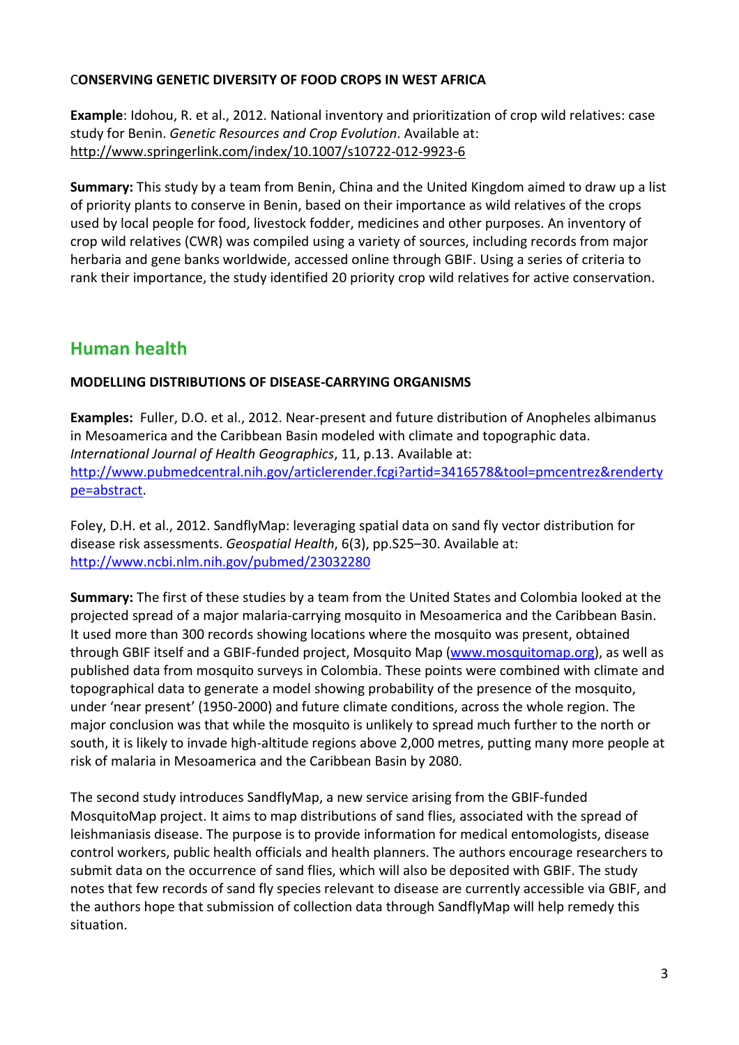**CONSERVING GENETIC DIVERSITY OF FOOD CROPS IN WEST AFRICA**

**Example**: Idohou, R. et al., 2012. National inventory and prioritization of crop wild relatives: case study for Benin. *Genetic Resources and Crop Evolution*. Available at: http://www.springerlink.com/index/10.1007/s10722-012-9923-6

**Summary:** This study by a team from Benin, China and the United Kingdom aimed to draw up a list of priority plants to conserve in Benin, based on their importance as wild relatives of the crops used by local people for food, livestock fodder, medicines and other purposes. An inventory of crop wild relatives (CWR) was compiled using a variety of sources, including records from major herbaria and gene banks worldwide, accessed online through GBIF. Using a series of criteria to rank their importance, the study identified 20 priority crop wild relatives for active conservation.

## Human health

**MODELLING DISTRIBUTIONS OF DISEASE-CARRYING ORGANISMS**

**Examples:** Fuller, D.O. et al., 2012. Near-present and future distribution of Anopheles albimanus in Mesoamerica and the Caribbean Basin modeled with climate and topographic data. *International Journal of Health Geographics*, 11, p.13. Available at: http://www.pubmedcentral.nih.gov/articlerender.fcgi?artid=3416578&tool=pmcentrez&rendertype=abstract.

Foley, D.H. et al., 2012. SandflyMap: leveraging spatial data on sand fly vector distribution for disease risk assessments. *Geospatial Health*, 6(3), pp.S25–30. Available at: http://www.ncbi.nlm.nih.gov/pubmed/23032280

**Summary:** The first of these studies by a team from the United States and Colombia looked at the projected spread of a major malaria-carrying mosquito in Mesoamerica and the Caribbean Basin. It used more than 300 records showing locations where the mosquito was present, obtained through GBIF itself and a GBIF-funded project, Mosquito Map (www.mosquitomap.org), as well as published data from mosquito surveys in Colombia. These points were combined with climate and topographical data to generate a model showing probability of the presence of the mosquito, under 'near present' (1950-2000) and future climate conditions, across the whole region. The major conclusion was that while the mosquito is unlikely to spread much further to the north or south, it is likely to invade high-altitude regions above 2,000 metres, putting many more people at risk of malaria in Mesoamerica and the Caribbean Basin by 2080.

The second study introduces SandflyMap, a new service arising from the GBIF-funded MosquitoMap project. It aims to map distributions of sand flies, associated with the spread of leishmaniasis disease. The purpose is to provide information for medical entomologists, disease control workers, public health officials and health planners. The authors encourage researchers to submit data on the occurrence of sand flies, which will also be deposited with GBIF. The study notes that few records of sand fly species relevant to disease are currently accessible via GBIF, and the authors hope that submission of collection data through SandflyMap will help remedy this situation.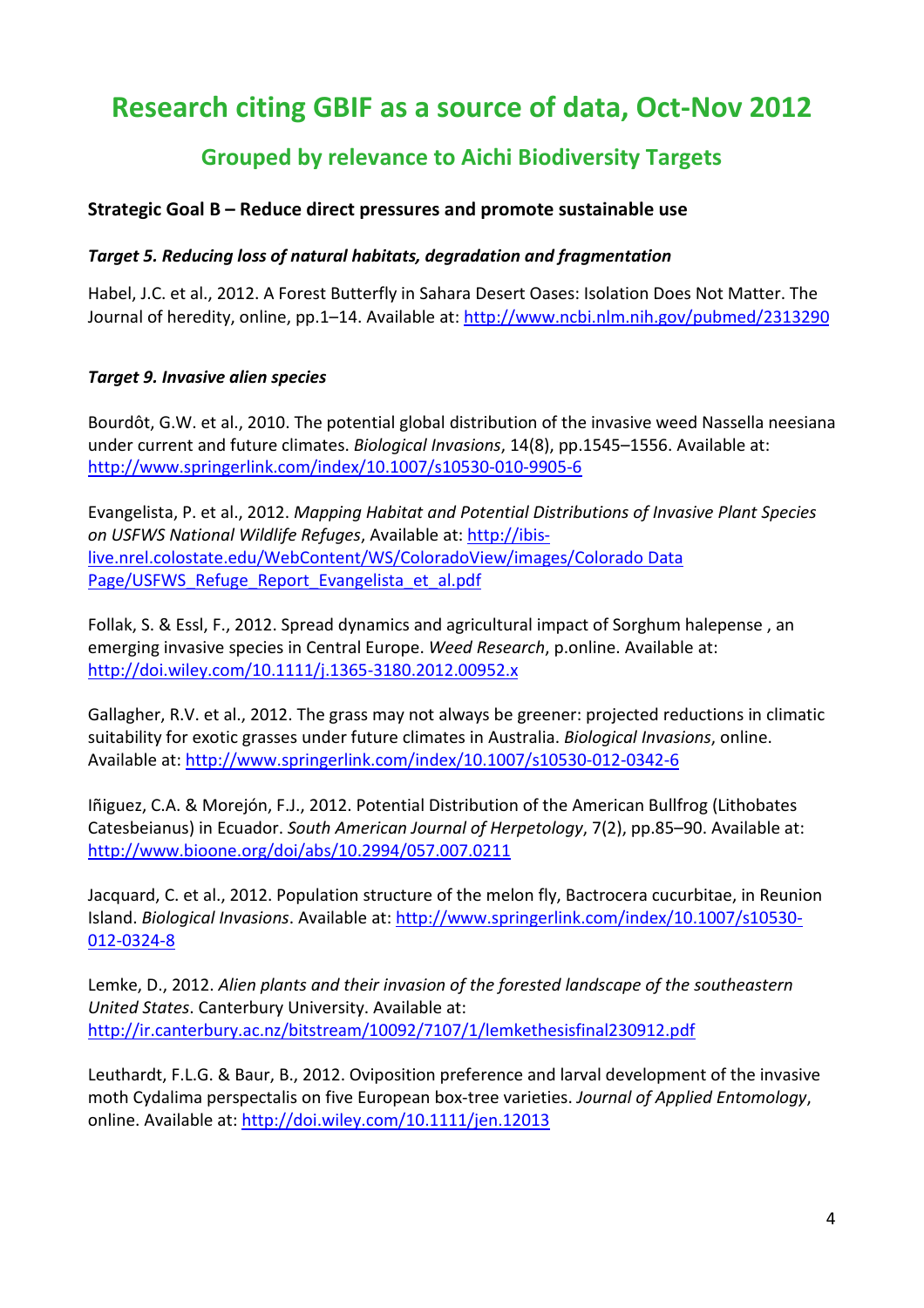# Research citing GBIF as a source of data, Oct-Nov 2012

## Grouped by relevance to Aichi Biodiversity Targets

### Strategic Goal B – Reduce direct pressures and promote sustainable use

#### *Target 5. Reducing loss of natural habitats, degradation and fragmentation*

Habel, J.C. et al., 2012. A Forest Butterfly in Sahara Desert Oases: Isolation Does Not Matter. The Journal of heredity, online, pp.1–14. Available at: http://www.ncbi.nlm.nih.gov/pubmed/2313290

#### *Target 9. Invasive alien species*

Bourdôt, G.W. et al., 2010. The potential global distribution of the invasive weed Nassella neesiana under current and future climates. *Biological Invasions*, 14(8), pp.1545–1556. Available at: http://www.springerlink.com/index/10.1007/s10530-010-9905-6

Evangelista, P. et al., 2012. *Mapping Habitat and Potential Distributions of Invasive Plant Species on USFWS National Wildlife Refuges*, Available at: http://ibis-live.nrel.colostate.edu/WebContent/WS/ColoradoView/images/Colorado Data Page/USFWS_Refuge_Report_Evangelista_et_al.pdf

Follak, S. & Essl, F., 2012. Spread dynamics and agricultural impact of Sorghum halepense , an emerging invasive species in Central Europe. *Weed Research*, p.online. Available at: http://doi.wiley.com/10.1111/j.1365-3180.2012.00952.x

Gallagher, R.V. et al., 2012. The grass may not always be greener: projected reductions in climatic suitability for exotic grasses under future climates in Australia. *Biological Invasions*, online. Available at: http://www.springerlink.com/index/10.1007/s10530-012-0342-6

Iñiguez, C.A. & Morejón, F.J., 2012. Potential Distribution of the American Bullfrog (Lithobates Catesbeianus) in Ecuador. *South American Journal of Herpetology*, 7(2), pp.85–90. Available at: http://www.bioone.org/doi/abs/10.2994/057.007.0211

Jacquard, C. et al., 2012. Population structure of the melon fly, Bactrocera cucurbitae, in Reunion Island. *Biological Invasions*. Available at: http://www.springerlink.com/index/10.1007/s10530-012-0324-8

Lemke, D., 2012. *Alien plants and their invasion of the forested landscape of the southeastern United States*. Canterbury University. Available at: http://ir.canterbury.ac.nz/bitstream/10092/7107/1/lemkethesisfinal230912.pdf

Leuthardt, F.L.G. & Baur, B., 2012. Oviposition preference and larval development of the invasive moth Cydalima perspectalis on five European box-tree varieties. *Journal of Applied Entomology*, online. Available at: http://doi.wiley.com/10.1111/jen.12013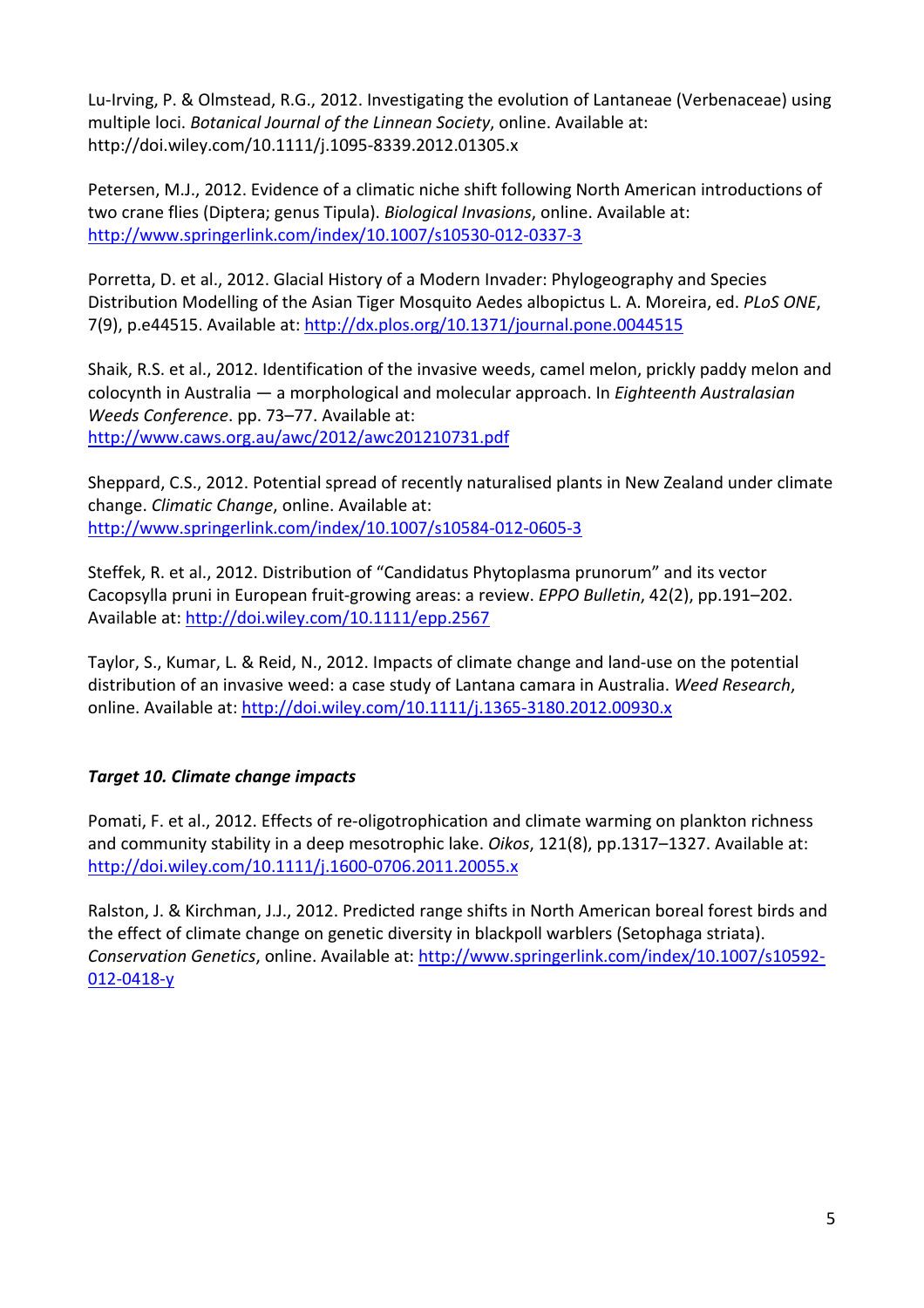Lu-Irving, P. & Olmstead, R.G., 2012. Investigating the evolution of Lantaneae (Verbenaceae) using multiple loci. *Botanical Journal of the Linnean Society*, online. Available at: http://doi.wiley.com/10.1111/j.1095-8339.2012.01305.x

Petersen, M.J., 2012. Evidence of a climatic niche shift following North American introductions of two crane flies (Diptera; genus Tipula). *Biological Invasions*, online. Available at: http://www.springerlink.com/index/10.1007/s10530-012-0337-3

Porretta, D. et al., 2012. Glacial History of a Modern Invader: Phylogeography and Species Distribution Modelling of the Asian Tiger Mosquito Aedes albopictus L. A. Moreira, ed. *PLoS ONE*, 7(9), p.e44515. Available at: http://dx.plos.org/10.1371/journal.pone.0044515

Shaik, R.S. et al., 2012. Identification of the invasive weeds, camel melon, prickly paddy melon and colocynth in Australia — a morphological and molecular approach. In *Eighteenth Australasian Weeds Conference*. pp. 73–77. Available at: http://www.caws.org.au/awc/2012/awc201210731.pdf

Sheppard, C.S., 2012. Potential spread of recently naturalised plants in New Zealand under climate change. *Climatic Change*, online. Available at: http://www.springerlink.com/index/10.1007/s10584-012-0605-3

Steffek, R. et al., 2012. Distribution of "Candidatus Phytoplasma prunorum" and its vector Cacopsylla pruni in European fruit-growing areas: a review. *EPPO Bulletin*, 42(2), pp.191–202. Available at: http://doi.wiley.com/10.1111/epp.2567

Taylor, S., Kumar, L. & Reid, N., 2012. Impacts of climate change and land-use on the potential distribution of an invasive weed: a case study of Lantana camara in Australia. *Weed Research*, online. Available at: http://doi.wiley.com/10.1111/j.1365-3180.2012.00930.x

***Target 10. Climate change impacts***

Pomati, F. et al., 2012. Effects of re-oligotrophication and climate warming on plankton richness and community stability in a deep mesotrophic lake. *Oikos*, 121(8), pp.1317–1327. Available at: http://doi.wiley.com/10.1111/j.1600-0706.2011.20055.x

Ralston, J. & Kirchman, J.J., 2012. Predicted range shifts in North American boreal forest birds and the effect of climate change on genetic diversity in blackpoll warblers (Setophaga striata). *Conservation Genetics*, online. Available at: http://www.springerlink.com/index/10.1007/s10592-012-0418-y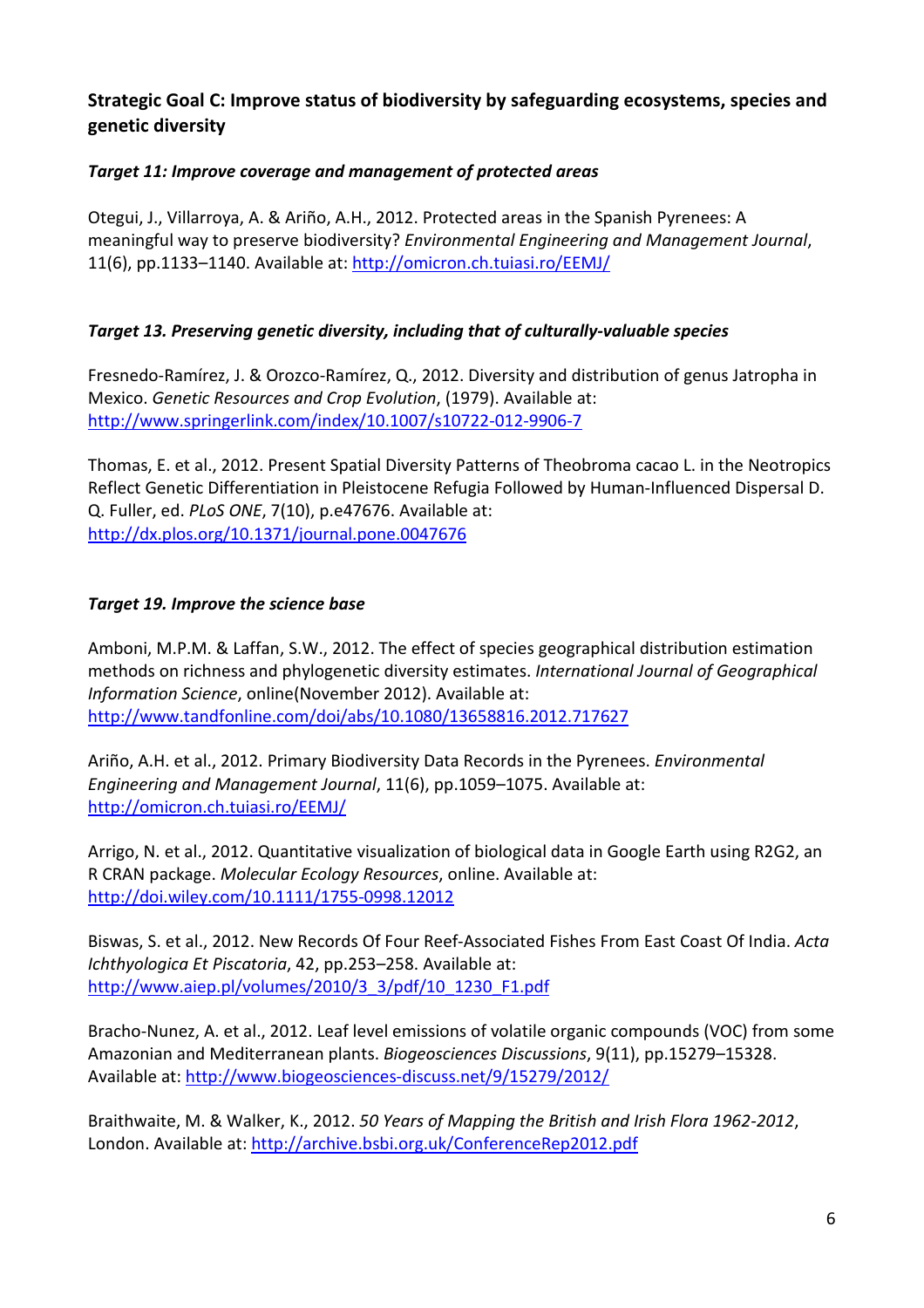### Strategic Goal C: Improve status of biodiversity by safeguarding ecosystems, species and genetic diversity

#### *Target 11: Improve coverage and management of protected areas*

Otegui, J., Villarroya, A. & Ariño, A.H., 2012. Protected areas in the Spanish Pyrenees: A meaningful way to preserve biodiversity? *Environmental Engineering and Management Journal*, 11(6), pp.1133–1140. Available at: http://omicron.ch.tuiasi.ro/EEMJ/

#### *Target 13. Preserving genetic diversity, including that of culturally-valuable species*

Fresnedo-Ramírez, J. & Orozco-Ramírez, Q., 2012. Diversity and distribution of genus Jatropha in Mexico. *Genetic Resources and Crop Evolution*, (1979). Available at: http://www.springerlink.com/index/10.1007/s10722-012-9906-7

Thomas, E. et al., 2012. Present Spatial Diversity Patterns of Theobroma cacao L. in the Neotropics Reflect Genetic Differentiation in Pleistocene Refugia Followed by Human-Influenced Dispersal D. Q. Fuller, ed. *PLoS ONE*, 7(10), p.e47676. Available at: http://dx.plos.org/10.1371/journal.pone.0047676

#### *Target 19. Improve the science base*

Amboni, M.P.M. & Laffan, S.W., 2012. The effect of species geographical distribution estimation methods on richness and phylogenetic diversity estimates. *International Journal of Geographical Information Science*, online(November 2012). Available at: http://www.tandfonline.com/doi/abs/10.1080/13658816.2012.717627

Ariño, A.H. et al., 2012. Primary Biodiversity Data Records in the Pyrenees. *Environmental Engineering and Management Journal*, 11(6), pp.1059–1075. Available at: http://omicron.ch.tuiasi.ro/EEMJ/

Arrigo, N. et al., 2012. Quantitative visualization of biological data in Google Earth using R2G2, an R CRAN package. *Molecular Ecology Resources*, online. Available at: http://doi.wiley.com/10.1111/1755-0998.12012

Biswas, S. et al., 2012. New Records Of Four Reef-Associated Fishes From East Coast Of India. *Acta Ichthyologica Et Piscatoria*, 42, pp.253–258. Available at: http://www.aiep.pl/volumes/2010/3_3/pdf/10_1230_F1.pdf

Bracho-Nunez, A. et al., 2012. Leaf level emissions of volatile organic compounds (VOC) from some Amazonian and Mediterranean plants. *Biogeosciences Discussions*, 9(11), pp.15279–15328. Available at: http://www.biogeosciences-discuss.net/9/15279/2012/

Braithwaite, M. & Walker, K., 2012. *50 Years of Mapping the British and Irish Flora 1962-2012*, London. Available at: http://archive.bsbi.org.uk/ConferenceRep2012.pdf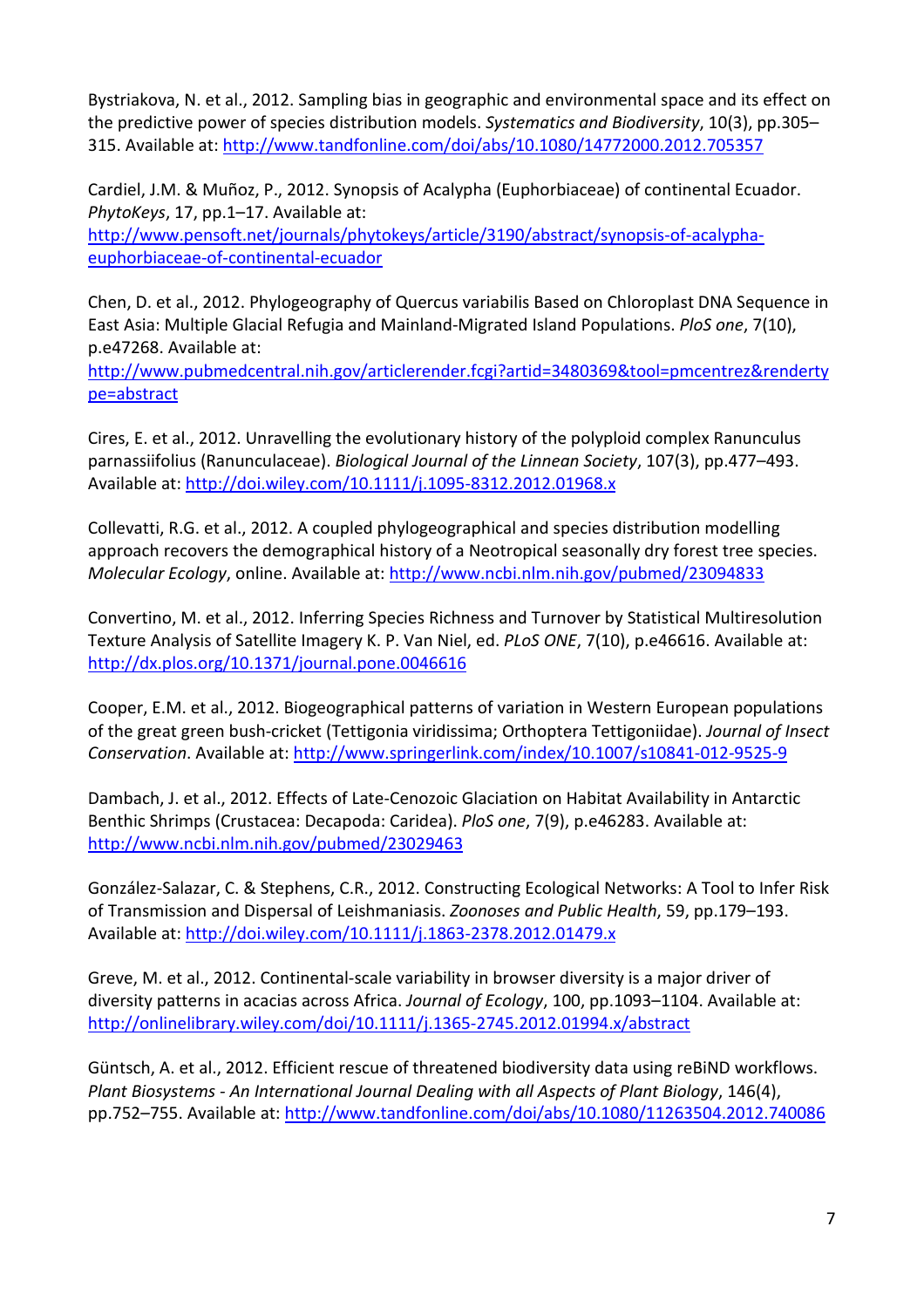Bystriakova, N. et al., 2012. Sampling bias in geographic and environmental space and its effect on the predictive power of species distribution models. *Systematics and Biodiversity*, 10(3), pp.305–315. Available at: http://www.tandfonline.com/doi/abs/10.1080/14772000.2012.705357

Cardiel, J.M. & Muñoz, P., 2012. Synopsis of Acalypha (Euphorbiaceae) of continental Ecuador. *PhytoKeys*, 17, pp.1–17. Available at: http://www.pensoft.net/journals/phytokeys/article/3190/abstract/synopsis-of-acalypha-euphorbiaceae-of-continental-ecuador

Chen, D. et al., 2012. Phylogeography of Quercus variabilis Based on Chloroplast DNA Sequence in East Asia: Multiple Glacial Refugia and Mainland-Migrated Island Populations. *PloS one*, 7(10), p.e47268. Available at: http://www.pubmedcentral.nih.gov/articlerender.fcgi?artid=3480369&tool=pmcentrez&rendertype=abstract

Cires, E. et al., 2012. Unravelling the evolutionary history of the polyploid complex Ranunculus parnassiifolius (Ranunculaceae). *Biological Journal of the Linnean Society*, 107(3), pp.477–493. Available at: http://doi.wiley.com/10.1111/j.1095-8312.2012.01968.x

Collevatti, R.G. et al., 2012. A coupled phylogeographical and species distribution modelling approach recovers the demographical history of a Neotropical seasonally dry forest tree species. *Molecular Ecology*, online. Available at: http://www.ncbi.nlm.nih.gov/pubmed/23094833

Convertino, M. et al., 2012. Inferring Species Richness and Turnover by Statistical Multiresolution Texture Analysis of Satellite Imagery K. P. Van Niel, ed. *PLoS ONE*, 7(10), p.e46616. Available at: http://dx.plos.org/10.1371/journal.pone.0046616

Cooper, E.M. et al., 2012. Biogeographical patterns of variation in Western European populations of the great green bush-cricket (Tettigonia viridissima; Orthoptera Tettigoniidae). *Journal of Insect Conservation*. Available at: http://www.springerlink.com/index/10.1007/s10841-012-9525-9

Dambach, J. et al., 2012. Effects of Late-Cenozoic Glaciation on Habitat Availability in Antarctic Benthic Shrimps (Crustacea: Decapoda: Caridea). *PloS one*, 7(9), p.e46283. Available at: http://www.ncbi.nlm.nih.gov/pubmed/23029463

González-Salazar, C. & Stephens, C.R., 2012. Constructing Ecological Networks: A Tool to Infer Risk of Transmission and Dispersal of Leishmaniasis. *Zoonoses and Public Health*, 59, pp.179–193. Available at: http://doi.wiley.com/10.1111/j.1863-2378.2012.01479.x

Greve, M. et al., 2012. Continental-scale variability in browser diversity is a major driver of diversity patterns in acacias across Africa. *Journal of Ecology*, 100, pp.1093–1104. Available at: http://onlinelibrary.wiley.com/doi/10.1111/j.1365-2745.2012.01994.x/abstract

Güntsch, A. et al., 2012. Efficient rescue of threatened biodiversity data using reBiND workflows. *Plant Biosystems - An International Journal Dealing with all Aspects of Plant Biology*, 146(4), pp.752–755. Available at: http://www.tandfonline.com/doi/abs/10.1080/11263504.2012.740086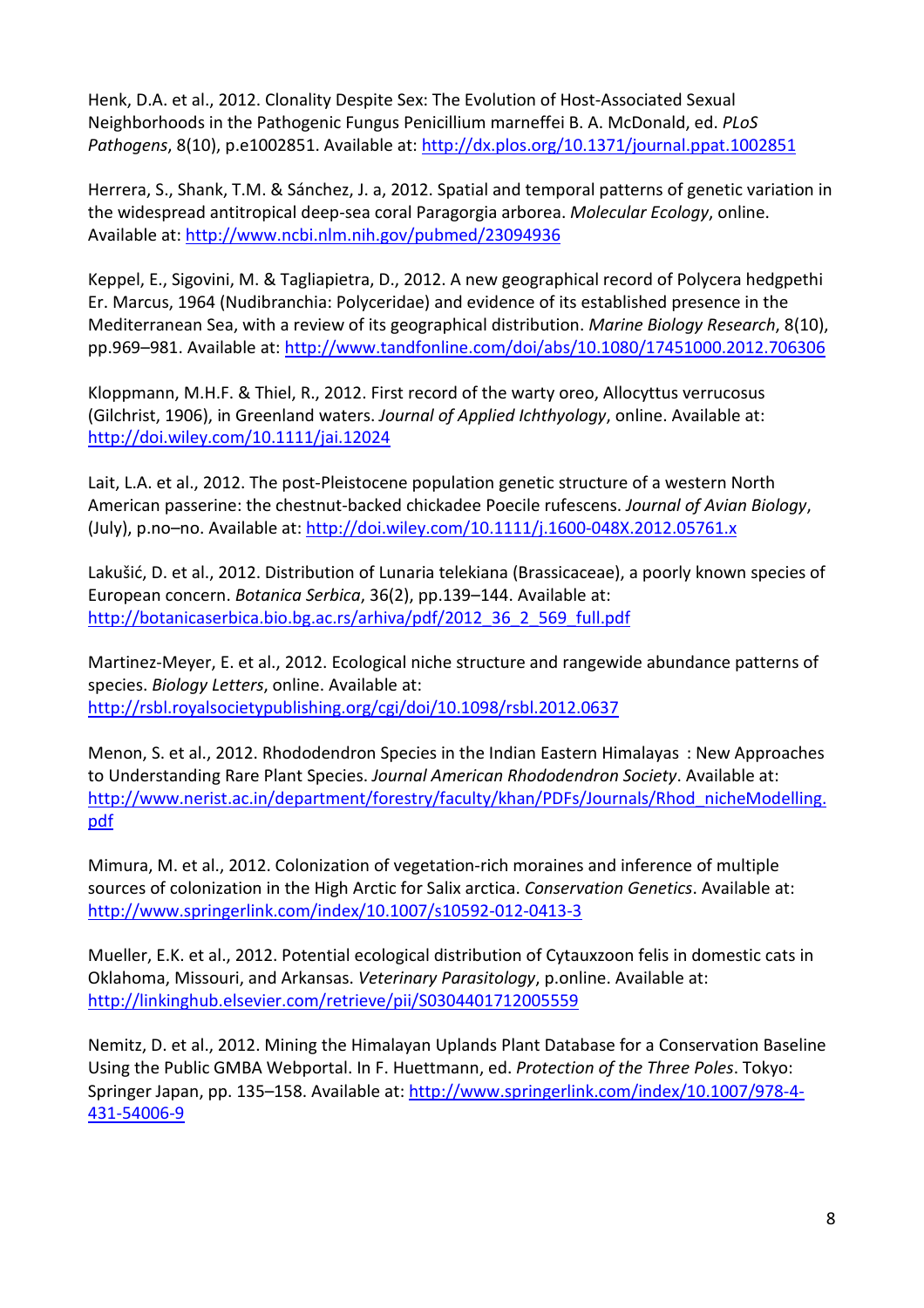Henk, D.A. et al., 2012. Clonality Despite Sex: The Evolution of Host-Associated Sexual Neighborhoods in the Pathogenic Fungus Penicillium marneffei B. A. McDonald, ed. *PLoS Pathogens*, 8(10), p.e1002851. Available at: http://dx.plos.org/10.1371/journal.ppat.1002851

Herrera, S., Shank, T.M. & Sánchez, J. a, 2012. Spatial and temporal patterns of genetic variation in the widespread antitropical deep-sea coral Paragorgia arborea. *Molecular Ecology*, online. Available at: http://www.ncbi.nlm.nih.gov/pubmed/23094936

Keppel, E., Sigovini, M. & Tagliapietra, D., 2012. A new geographical record of Polycera hedgpethi Er. Marcus, 1964 (Nudibranchia: Polyceridae) and evidence of its established presence in the Mediterranean Sea, with a review of its geographical distribution. *Marine Biology Research*, 8(10), pp.969–981. Available at: http://www.tandfonline.com/doi/abs/10.1080/17451000.2012.706306

Kloppmann, M.H.F. & Thiel, R., 2012. First record of the warty oreo, Allocyttus verrucosus (Gilchrist, 1906), in Greenland waters. *Journal of Applied Ichthyology*, online. Available at: http://doi.wiley.com/10.1111/jai.12024

Lait, L.A. et al., 2012. The post-Pleistocene population genetic structure of a western North American passerine: the chestnut-backed chickadee Poecile rufescens. *Journal of Avian Biology*, (July), p.no–no. Available at: http://doi.wiley.com/10.1111/j.1600-048X.2012.05761.x

Lakušić, D. et al., 2012. Distribution of Lunaria telekiana (Brassicaceae), a poorly known species of European concern. *Botanica Serbica*, 36(2), pp.139–144. Available at: http://botanicaserbica.bio.bg.ac.rs/arhiva/pdf/2012_36_2_569_full.pdf

Martinez-Meyer, E. et al., 2012. Ecological niche structure and rangewide abundance patterns of species. *Biology Letters*, online. Available at: http://rsbl.royalsocietypublishing.org/cgi/doi/10.1098/rsbl.2012.0637

Menon, S. et al., 2012. Rhododendron Species in the Indian Eastern Himalayas : New Approaches to Understanding Rare Plant Species. *Journal American Rhododendron Society*. Available at: http://www.nerist.ac.in/department/forestry/faculty/khan/PDFs/Journals/Rhod_nicheModelling.pdf

Mimura, M. et al., 2012. Colonization of vegetation-rich moraines and inference of multiple sources of colonization in the High Arctic for Salix arctica. *Conservation Genetics*. Available at: http://www.springerlink.com/index/10.1007/s10592-012-0413-3

Mueller, E.K. et al., 2012. Potential ecological distribution of Cytauxzoon felis in domestic cats in Oklahoma, Missouri, and Arkansas. *Veterinary Parasitology*, p.online. Available at: http://linkinghub.elsevier.com/retrieve/pii/S0304401712005559

Nemitz, D. et al., 2012. Mining the Himalayan Uplands Plant Database for a Conservation Baseline Using the Public GMBA Webportal. In F. Huettmann, ed. *Protection of the Three Poles*. Tokyo: Springer Japan, pp. 135–158. Available at: http://www.springerlink.com/index/10.1007/978-4-431-54006-9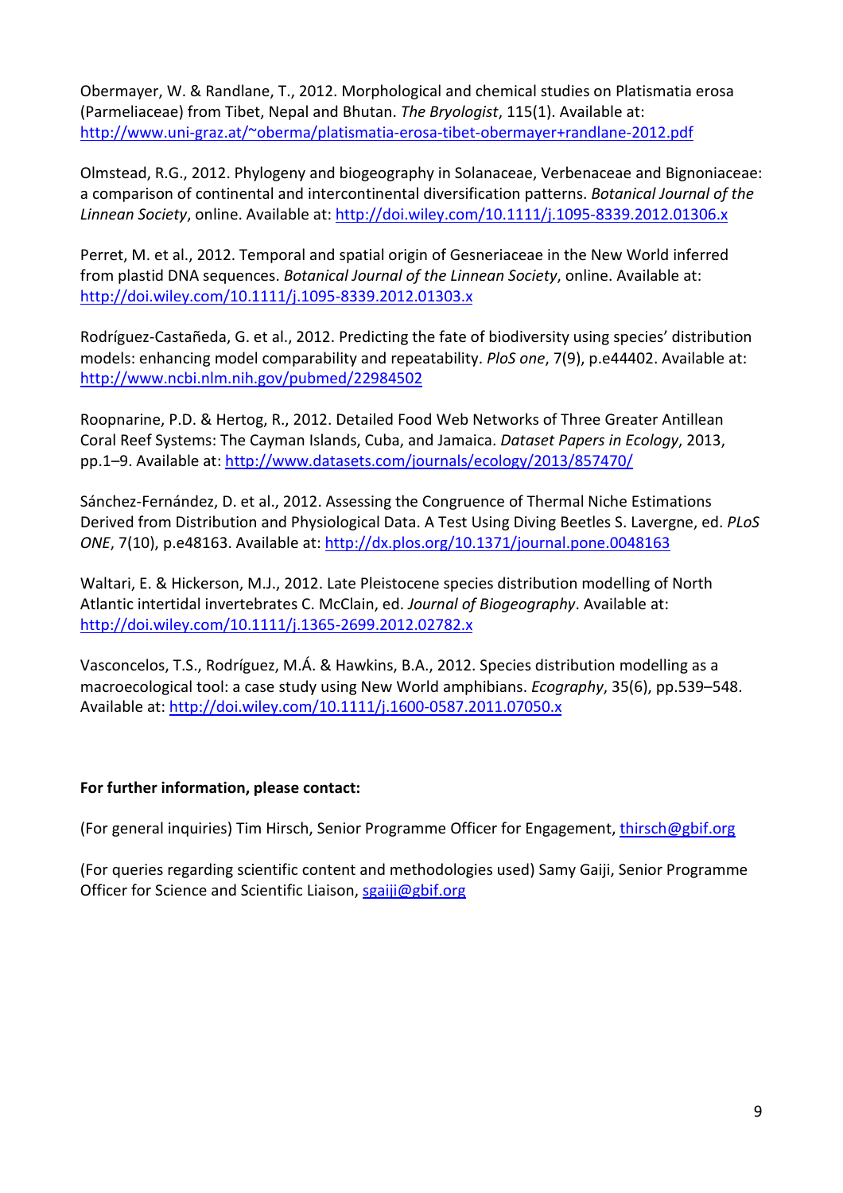Obermayer, W. & Randlane, T., 2012. Morphological and chemical studies on Platismatia erosa (Parmeliaceae) from Tibet, Nepal and Bhutan. *The Bryologist*, 115(1). Available at: http://www.uni-graz.at/~oberma/platismatia-erosa-tibet-obermayer+randlane-2012.pdf

Olmstead, R.G., 2012. Phylogeny and biogeography in Solanaceae, Verbenaceae and Bignoniaceae: a comparison of continental and intercontinental diversification patterns. *Botanical Journal of the Linnean Society*, online. Available at: http://doi.wiley.com/10.1111/j.1095-8339.2012.01306.x

Perret, M. et al., 2012. Temporal and spatial origin of Gesneriaceae in the New World inferred from plastid DNA sequences. *Botanical Journal of the Linnean Society*, online. Available at: http://doi.wiley.com/10.1111/j.1095-8339.2012.01303.x

Rodríguez-Castañeda, G. et al., 2012. Predicting the fate of biodiversity using species' distribution models: enhancing model comparability and repeatability. *PloS one*, 7(9), p.e44402. Available at: http://www.ncbi.nlm.nih.gov/pubmed/22984502

Roopnarine, P.D. & Hertog, R., 2012. Detailed Food Web Networks of Three Greater Antillean Coral Reef Systems: The Cayman Islands, Cuba, and Jamaica. *Dataset Papers in Ecology*, 2013, pp.1–9. Available at: http://www.datasets.com/journals/ecology/2013/857470/

Sánchez-Fernández, D. et al., 2012. Assessing the Congruence of Thermal Niche Estimations Derived from Distribution and Physiological Data. A Test Using Diving Beetles S. Lavergne, ed. *PLoS ONE*, 7(10), p.e48163. Available at: http://dx.plos.org/10.1371/journal.pone.0048163

Waltari, E. & Hickerson, M.J., 2012. Late Pleistocene species distribution modelling of North Atlantic intertidal invertebrates C. McClain, ed. *Journal of Biogeography*. Available at: http://doi.wiley.com/10.1111/j.1365-2699.2012.02782.x

Vasconcelos, T.S., Rodríguez, M.Á. & Hawkins, B.A., 2012. Species distribution modelling as a macroecological tool: a case study using New World amphibians. *Ecography*, 35(6), pp.539–548. Available at: http://doi.wiley.com/10.1111/j.1600-0587.2011.07050.x

**For further information, please contact:**

(For general inquiries) Tim Hirsch, Senior Programme Officer for Engagement, thirsch@gbif.org

(For queries regarding scientific content and methodologies used) Samy Gaiji, Senior Programme Officer for Science and Scientific Liaison, sgaiji@gbif.org